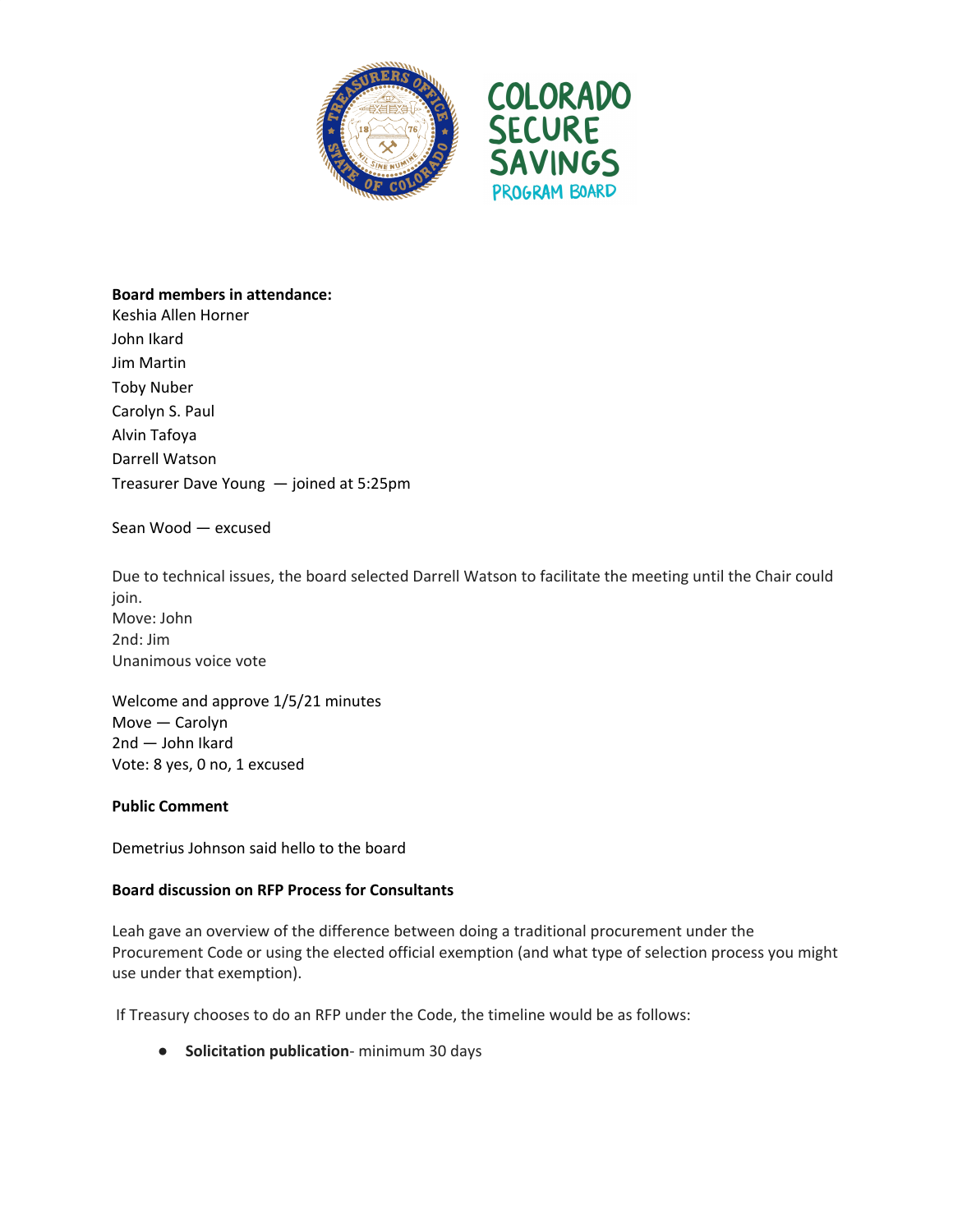**Board members in attendance:**
Keshia Allen Horner
John Ikard
Jim Martin
Toby Nuber
Carolyn S. Paul
Alvin Tafoya
Darrell Watson
Treasurer Dave Young — joined at 5:25pm

Sean Wood — excused

Due to technical issues, the board selected Darrell Watson to facilitate the meeting until the Chair could join.
Move: John
2nd: Jim
Unanimous voice vote

Welcome and approve 1/5/21 minutes
Move — Carolyn
2nd — John Ikard
Vote: 8 yes, 0 no, 1 excused

**Public Comment**

Demetrius Johnson said hello to the board

**Board discussion on RFP Process for Consultants**

Leah gave an overview of the difference between doing a traditional procurement under the Procurement Code or using the elected official exemption (and what type of selection process you might use under that exemption).

If Treasury chooses to do an RFP under the Code, the timeline would be as follows:

- **Solicitation publication**- minimum 30 days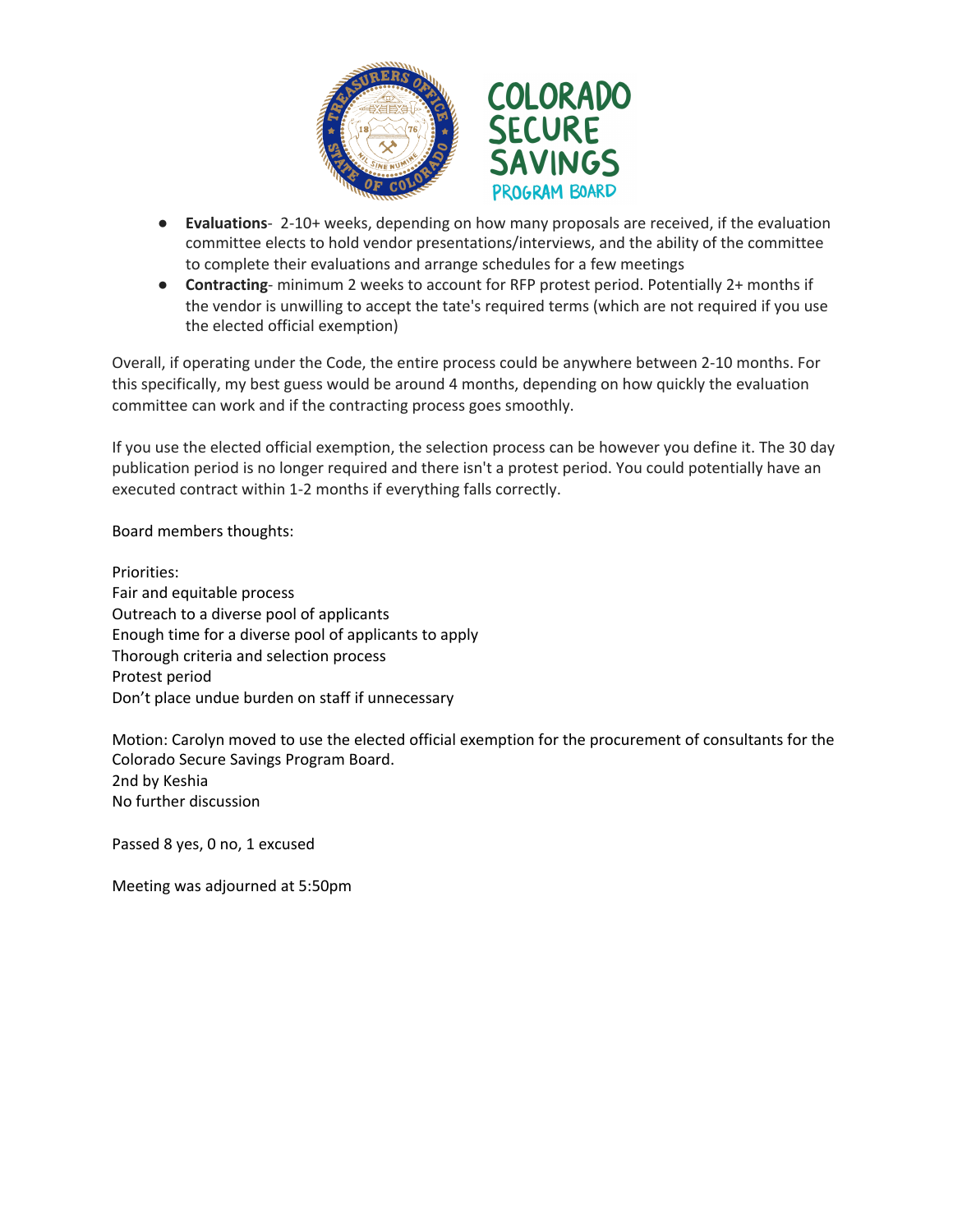- **Evaluations**- 2-10+ weeks, depending on how many proposals are received, if the evaluation committee elects to hold vendor presentations/interviews, and the ability of the committee to complete their evaluations and arrange schedules for a few meetings
- **Contracting**- minimum 2 weeks to account for RFP protest period. Potentially 2+ months if the vendor is unwilling to accept the tate's required terms (which are not required if you use the elected official exemption)

Overall, if operating under the Code, the entire process could be anywhere between 2-10 months. For this specifically, my best guess would be around 4 months, depending on how quickly the evaluation committee can work and if the contracting process goes smoothly.

If you use the elected official exemption, the selection process can be however you define it. The 30 day publication period is no longer required and there isn't a protest period. You could potentially have an executed contract within 1-2 months if everything falls correctly.

Board members thoughts:

Priorities:
Fair and equitable process
Outreach to a diverse pool of applicants
Enough time for a diverse pool of applicants to apply
Thorough criteria and selection process
Protest period
Don't place undue burden on staff if unnecessary

Motion: Carolyn moved to use the elected official exemption for the procurement of consultants for the Colorado Secure Savings Program Board.
2nd by Keshia
No further discussion

Passed 8 yes, 0 no, 1 excused

Meeting was adjourned at 5:50pm